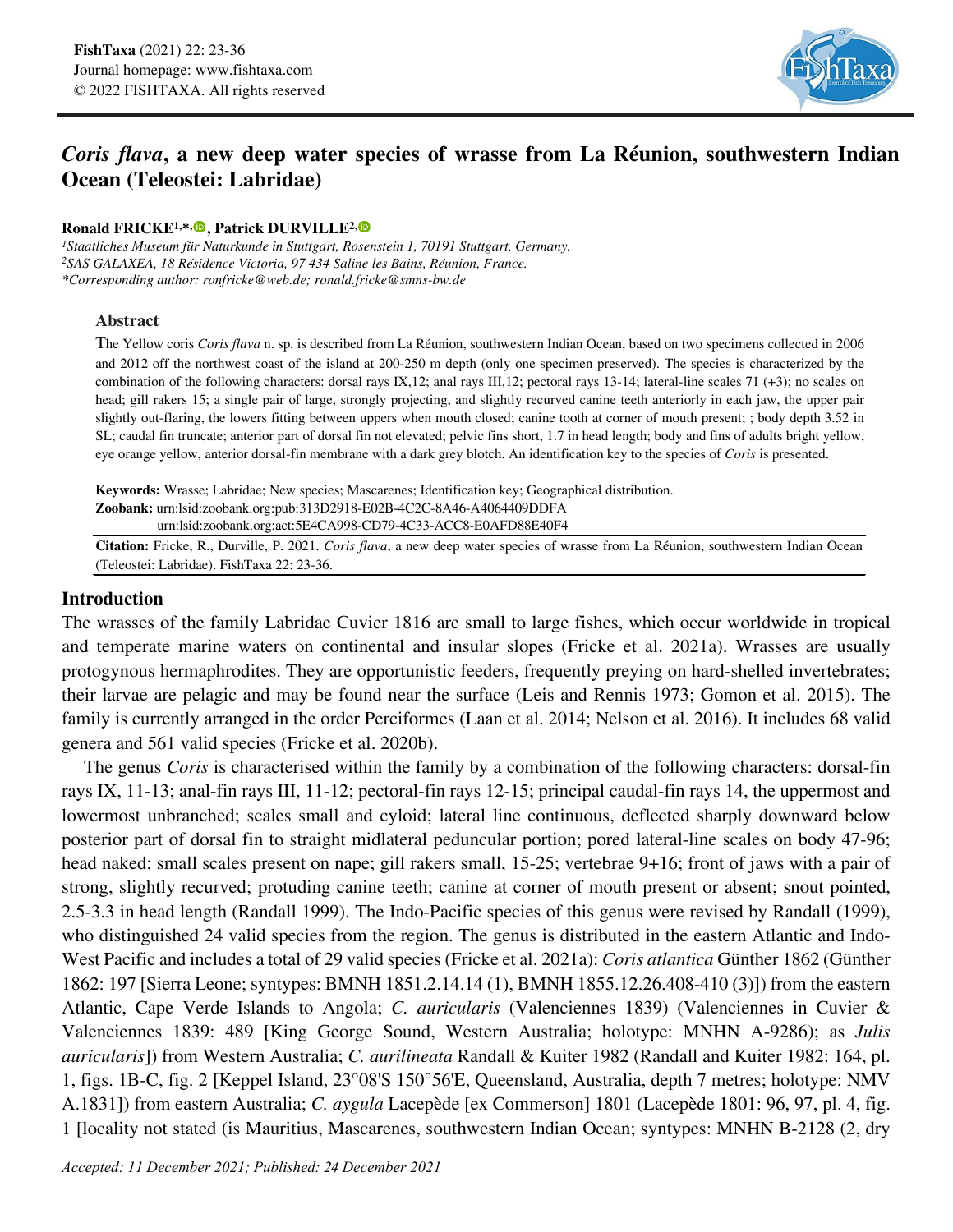# *Coris flava*, a new deep water species of wrasse from La Réunion, southwestern Indian Ocean (Teleostei: Labridae)

**Ronald FRICKE[1,*], Patrick DURVILLE[2]**

*[1]Staatliches Museum für Naturkunde in Stuttgart, Rosenstein 1, 70191 Stuttgart, Germany.*
*[2]SAS GALAXEA, 18 Résidence Victoria, 97 434 Saline les Bains, Réunion, France.*
*\*Corresponding author: ronfricke@web.de; ronald.fricke@smns-bw.de*

## Abstract

The Yellow coris *Coris flava* n. sp. is described from La Réunion, southwestern Indian Ocean, based on two specimens collected in 2006 and 2012 off the northwest coast of the island at 200-250 m depth (only one specimen preserved). The species is characterized by the combination of the following characters: dorsal rays IX,12; anal rays III,12; pectoral rays 13-14; lateral-line scales 71 (+3); no scales on head; gill rakers 15; a single pair of large, strongly projecting, and slightly recurved canine teeth anteriorly in each jaw, the upper pair slightly out-flaring, the lowers fitting between uppers when mouth closed; canine tooth at corner of mouth present; ; body depth 3.52 in SL; caudal fin truncate; anterior part of dorsal fin not elevated; pelvic fins short, 1.7 in head length; body and fins of adults bright yellow, eye orange yellow, anterior dorsal-fin membrane with a dark grey blotch. An identification key to the species of *Coris* is presented.

**Keywords:** Wrasse; Labridae; New species; Mascarenes; Identification key; Geographical distribution.
**Zoobank:** urn:lsid:zoobank.org:pub:313D2918-E02B-4C2C-8A46-A4064409DDFA
urn:lsid:zoobank.org:act:5E4CA998-CD79-4C33-ACC8-E0AFD88E40F4

**Citation:** Fricke, R., Durville, P. 2021. *Coris flava*, a new deep water species of wrasse from La Réunion, southwestern Indian Ocean (Teleostei: Labridae). FishTaxa 22: 23-36.

## Introduction

The wrasses of the family Labridae Cuvier 1816 are small to large fishes, which occur worldwide in tropical and temperate marine waters on continental and insular slopes (Fricke et al. 2021a). Wrasses are usually protogynous hermaphrodites. They are opportunistic feeders, frequently preying on hard-shelled invertebrates; their larvae are pelagic and may be found near the surface (Leis and Rennis 1973; Gomon et al. 2015). The family is currently arranged in the order Perciformes (Laan et al. 2014; Nelson et al. 2016). It includes 68 valid genera and 561 valid species (Fricke et al. 2020b).

The genus *Coris* is characterised within the family by a combination of the following characters: dorsal-fin rays IX, 11-13; anal-fin rays III, 11-12; pectoral-fin rays 12-15; principal caudal-fin rays 14, the uppermost and lowermost unbranched; scales small and cycloid; lateral line continuous, deflected sharply downward below posterior part of dorsal fin to straight midlateral peduncular portion; pored lateral-line scales on body 47-96; head naked; small scales present on nape; gill rakers small, 15-25; vertebrae 9+16; front of jaws with a pair of strong, slightly recurved; protuding canine teeth; canine at corner of mouth present or absent; snout pointed, 2.5-3.3 in head length (Randall 1999). The Indo-Pacific species of this genus were revised by Randall (1999), who distinguished 24 valid species from the region. The genus is distributed in the eastern Atlantic and Indo-West Pacific and includes a total of 29 valid species (Fricke et al. 2021a): *Coris atlantica* Günther 1862 (Günther 1862: 197 [Sierra Leone; syntypes: BMNH 1851.2.14.14 (1), BMNH 1855.12.26.408-410 (3)]) from the eastern Atlantic, Cape Verde Islands to Angola; *C. auricularis* (Valenciennes 1839) (Valenciennes in Cuvier & Valenciennes 1839: 489 [King George Sound, Western Australia; holotype: MNHN A-9286); as *Julis auricularis*]) from Western Australia; *C. aurilineata* Randall & Kuiter 1982 (Randall and Kuiter 1982: 164, pl. 1, figs. 1B-C, fig. 2 [Keppel Island, 23°08'S 150°56'E, Queensland, Australia, depth 7 metres; holotype: NMV A.1831]) from eastern Australia; *C. aygula* Lacepède [ex Commerson] 1801 (Lacepède 1801: 96, 97, pl. 4, fig. 1 [locality not stated (is Mauritius, Mascarenes, southwestern Indian Ocean; syntypes: MNHN B-2128 (2, dry

*Accepted: 11 December 2021; Published: 24 December 2021*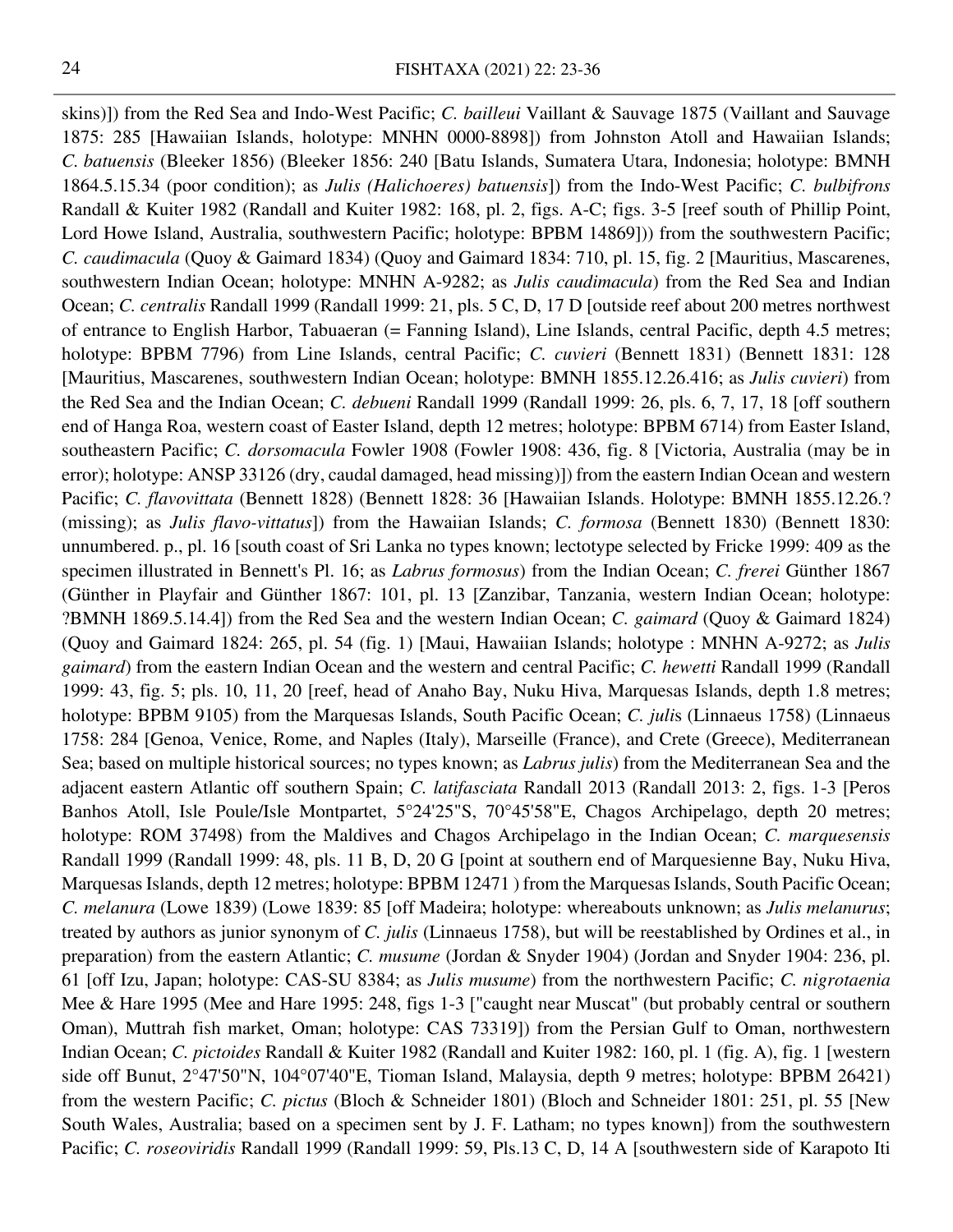skins)]) from the Red Sea and Indo-West Pacific; *C. bailleui* Vaillant & Sauvage 1875 (Vaillant and Sauvage 1875: 285 [Hawaiian Islands, holotype: MNHN 0000-8898]) from Johnston Atoll and Hawaiian Islands; *C. batuensis* (Bleeker 1856) (Bleeker 1856: 240 [Batu Islands, Sumatera Utara, Indonesia; holotype: BMNH 1864.5.15.34 (poor condition); as *Julis (Halichoeres) batuensis*]) from the Indo-West Pacific; *C. bulbifrons* Randall & Kuiter 1982 (Randall and Kuiter 1982: 168, pl. 2, figs. A-C; figs. 3-5 [reef south of Phillip Point, Lord Howe Island, Australia, southwestern Pacific; holotype: BPBM 14869])) from the southwestern Pacific; *C. caudimacula* (Quoy & Gaimard 1834) (Quoy and Gaimard 1834: 710, pl. 15, fig. 2 [Mauritius, Mascarenes, southwestern Indian Ocean; holotype: MNHN A-9282; as *Julis caudimacula*) from the Red Sea and Indian Ocean; *C. centralis* Randall 1999 (Randall 1999: 21, pls. 5 C, D, 17 D [outside reef about 200 metres northwest of entrance to English Harbor, Tabuaeran (= Fanning Island), Line Islands, central Pacific, depth 4.5 metres; holotype: BPBM 7796) from Line Islands, central Pacific; *C. cuvieri* (Bennett 1831) (Bennett 1831: 128 [Mauritius, Mascarenes, southwestern Indian Ocean; holotype: BMNH 1855.12.26.416; as *Julis cuvieri*) from the Red Sea and the Indian Ocean; *C. debueni* Randall 1999 (Randall 1999: 26, pls. 6, 7, 17, 18 [off southern end of Hanga Roa, western coast of Easter Island, depth 12 metres; holotype: BPBM 6714) from Easter Island, southeastern Pacific; *C. dorsomacula* Fowler 1908 (Fowler 1908: 436, fig. 8 [Victoria, Australia (may be in error); holotype: ANSP 33126 (dry, caudal damaged, head missing)]) from the eastern Indian Ocean and western Pacific; *C. flavovittata* (Bennett 1828) (Bennett 1828: 36 [Hawaiian Islands. Holotype: BMNH 1855.12.26.? (missing); as *Julis flavo-vittatus*]) from the Hawaiian Islands; *C. formosa* (Bennett 1830) (Bennett 1830: unnumbered. p., pl. 16 [south coast of Sri Lanka no types known; lectotype selected by Fricke 1999: 409 as the specimen illustrated in Bennett's Pl. 16; as *Labrus formosus*) from the Indian Ocean; *C. frerei* Günther 1867 (Günther in Playfair and Günther 1867: 101, pl. 13 [Zanzibar, Tanzania, western Indian Ocean; holotype: ?BMNH 1869.5.14.4]) from the Red Sea and the western Indian Ocean; *C. gaimard* (Quoy & Gaimard 1824) (Quoy and Gaimard 1824: 265, pl. 54 (fig. 1) [Maui, Hawaiian Islands; holotype : MNHN A-9272; as *Julis gaimard*) from the eastern Indian Ocean and the western and central Pacific; *C. hewetti* Randall 1999 (Randall 1999: 43, fig. 5; pls. 10, 11, 20 [reef, head of Anaho Bay, Nuku Hiva, Marquesas Islands, depth 1.8 metres; holotype: BPBM 9105) from the Marquesas Islands, South Pacific Ocean; *C. julis* (Linnaeus 1758) (Linnaeus 1758: 284 [Genoa, Venice, Rome, and Naples (Italy), Marseille (France), and Crete (Greece), Mediterranean Sea; based on multiple historical sources; no types known; as *Labrus julis*) from the Mediterranean Sea and the adjacent eastern Atlantic off southern Spain; *C. latifasciata* Randall 2013 (Randall 2013: 2, figs. 1-3 [Peros Banhos Atoll, Isle Poule/Isle Montpartet, 5°24'25"S, 70°45'58"E, Chagos Archipelago, depth 20 metres; holotype: ROM 37498) from the Maldives and Chagos Archipelago in the Indian Ocean; *C. marquesensis* Randall 1999 (Randall 1999: 48, pls. 11 B, D, 20 G [point at southern end of Marquesienne Bay, Nuku Hiva, Marquesas Islands, depth 12 metres; holotype: BPBM 12471 ) from the Marquesas Islands, South Pacific Ocean; *C. melanura* (Lowe 1839) (Lowe 1839: 85 [off Madeira; holotype: whereabouts unknown; as *Julis melanurus*; treated by authors as junior synonym of *C. julis* (Linnaeus 1758), but will be reestablished by Ordines et al., in preparation) from the eastern Atlantic; *C. musume* (Jordan & Snyder 1904) (Jordan and Snyder 1904: 236, pl. 61 [off Izu, Japan; holotype: CAS-SU 8384; as *Julis musume*) from the northwestern Pacific; *C. nigrotaenia* Mee & Hare 1995 (Mee and Hare 1995: 248, figs 1-3 ["caught near Muscat" (but probably central or southern Oman), Muttrah fish market, Oman; holotype: CAS 73319]) from the Persian Gulf to Oman, northwestern Indian Ocean; *C. pictoides* Randall & Kuiter 1982 (Randall and Kuiter 1982: 160, pl. 1 (fig. A), fig. 1 [western side off Bunut, 2°47'50"N, 104°07'40"E, Tioman Island, Malaysia, depth 9 metres; holotype: BPBM 26421) from the western Pacific; *C. pictus* (Bloch & Schneider 1801) (Bloch and Schneider 1801: 251, pl. 55 [New South Wales, Australia; based on a specimen sent by J. F. Latham; no types known]) from the southwestern Pacific; *C. roseoviridis* Randall 1999 (Randall 1999: 59, Pls.13 C, D, 14 A [southwestern side of Karapoto Iti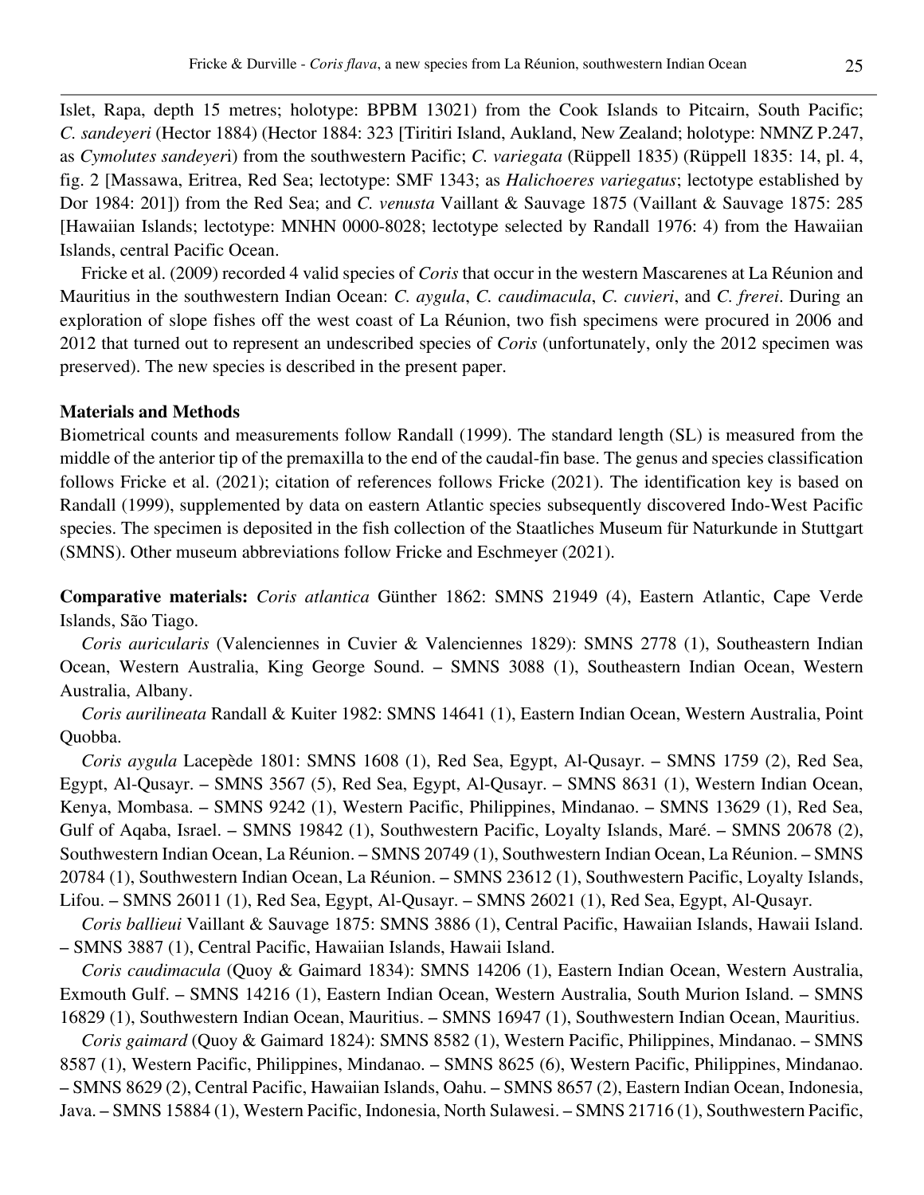Islet, Rapa, depth 15 metres; holotype: BPBM 13021) from the Cook Islands to Pitcairn, South Pacific; *C. sandeyeri* (Hector 1884) (Hector 1884: 323 [Tiritiri Island, Aukland, New Zealand; holotype: NMNZ P.247, as *Cymolutes sandeyer*i) from the southwestern Pacific; *C. variegata* (Rüppell 1835) (Rüppell 1835: 14, pl. 4, fig. 2 [Massawa, Eritrea, Red Sea; lectotype: SMF 1343; as *Halichoeres variegatus*; lectotype established by Dor 1984: 201]) from the Red Sea; and *C. venusta* Vaillant & Sauvage 1875 (Vaillant & Sauvage 1875: 285 [Hawaiian Islands; lectotype: MNHN 0000-8028; lectotype selected by Randall 1976: 4) from the Hawaiian Islands, central Pacific Ocean.

Fricke et al. (2009) recorded 4 valid species of *Coris* that occur in the western Mascarenes at La Réunion and Mauritius in the southwestern Indian Ocean: *C. aygula*, *C. caudimacula*, *C. cuvieri*, and *C. frerei*. During an exploration of slope fishes off the west coast of La Réunion, two fish specimens were procured in 2006 and 2012 that turned out to represent an undescribed species of *Coris* (unfortunately, only the 2012 specimen was preserved). The new species is described in the present paper.

**Materials and Methods**

Biometrical counts and measurements follow Randall (1999). The standard length (SL) is measured from the middle of the anterior tip of the premaxilla to the end of the caudal-fin base. The genus and species classification follows Fricke et al. (2021); citation of references follows Fricke (2021). The identification key is based on Randall (1999), supplemented by data on eastern Atlantic species subsequently discovered Indo-West Pacific species. The specimen is deposited in the fish collection of the Staatliches Museum für Naturkunde in Stuttgart (SMNS). Other museum abbreviations follow Fricke and Eschmeyer (2021).

**Comparative materials:** *Coris atlantica* Günther 1862: SMNS 21949 (4), Eastern Atlantic, Cape Verde Islands, São Tiago.

*Coris auricularis* (Valenciennes in Cuvier & Valenciennes 1829): SMNS 2778 (1), Southeastern Indian Ocean, Western Australia, King George Sound. – SMNS 3088 (1), Southeastern Indian Ocean, Western Australia, Albany.

*Coris aurilineata* Randall & Kuiter 1982: SMNS 14641 (1), Eastern Indian Ocean, Western Australia, Point Quobba.

*Coris aygula* Lacepède 1801: SMNS 1608 (1), Red Sea, Egypt, Al-Qusayr. – SMNS 1759 (2), Red Sea, Egypt, Al-Qusayr. – SMNS 3567 (5), Red Sea, Egypt, Al-Qusayr. – SMNS 8631 (1), Western Indian Ocean, Kenya, Mombasa. – SMNS 9242 (1), Western Pacific, Philippines, Mindanao. – SMNS 13629 (1), Red Sea, Gulf of Aqaba, Israel. – SMNS 19842 (1), Southwestern Pacific, Loyalty Islands, Maré. – SMNS 20678 (2), Southwestern Indian Ocean, La Réunion. – SMNS 20749 (1), Southwestern Indian Ocean, La Réunion. – SMNS 20784 (1), Southwestern Indian Ocean, La Réunion. – SMNS 23612 (1), Southwestern Pacific, Loyalty Islands, Lifou. – SMNS 26011 (1), Red Sea, Egypt, Al-Qusayr. – SMNS 26021 (1), Red Sea, Egypt, Al-Qusayr.

*Coris ballieui* Vaillant & Sauvage 1875: SMNS 3886 (1), Central Pacific, Hawaiian Islands, Hawaii Island. – SMNS 3887 (1), Central Pacific, Hawaiian Islands, Hawaii Island.

*Coris caudimacula* (Quoy & Gaimard 1834): SMNS 14206 (1), Eastern Indian Ocean, Western Australia, Exmouth Gulf. – SMNS 14216 (1), Eastern Indian Ocean, Western Australia, South Murion Island. – SMNS 16829 (1), Southwestern Indian Ocean, Mauritius. – SMNS 16947 (1), Southwestern Indian Ocean, Mauritius.

*Coris gaimard* (Quoy & Gaimard 1824): SMNS 8582 (1), Western Pacific, Philippines, Mindanao. – SMNS 8587 (1), Western Pacific, Philippines, Mindanao. – SMNS 8625 (6), Western Pacific, Philippines, Mindanao. – SMNS 8629 (2), Central Pacific, Hawaiian Islands, Oahu. – SMNS 8657 (2), Eastern Indian Ocean, Indonesia, Java. – SMNS 15884 (1), Western Pacific, Indonesia, North Sulawesi. – SMNS 21716 (1), Southwestern Pacific,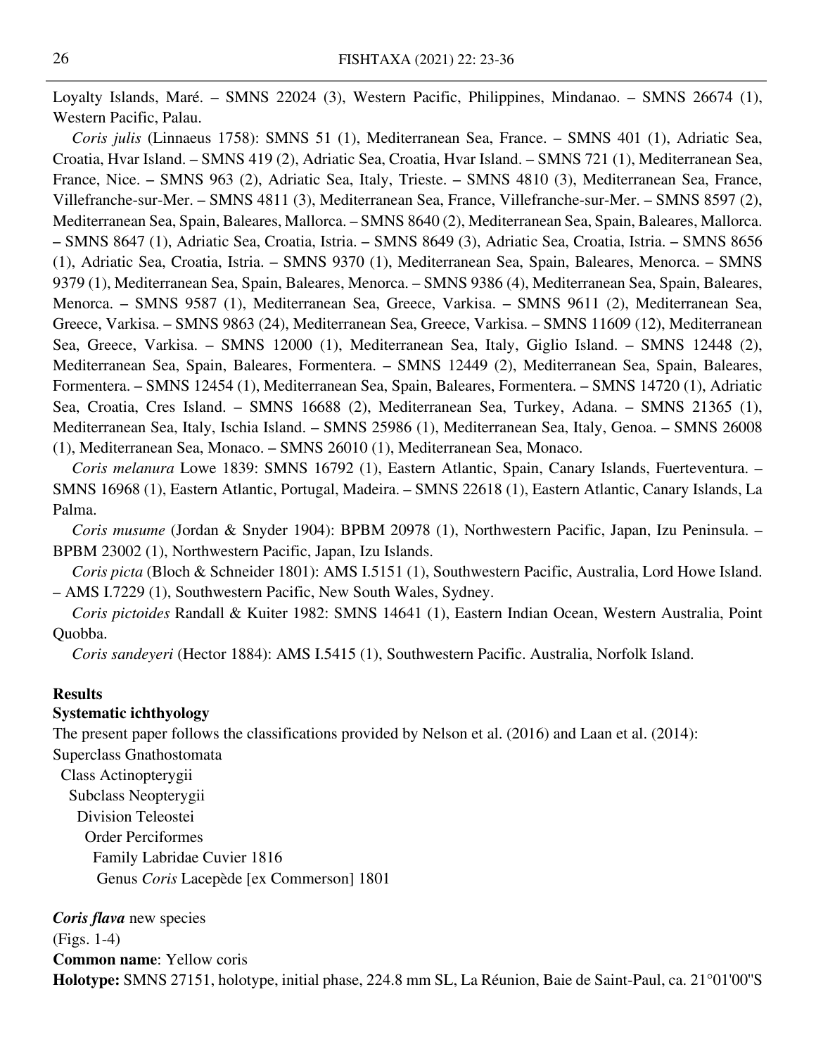Loyalty Islands, Maré. – SMNS 22024 (3), Western Pacific, Philippines, Mindanao. – SMNS 26674 (1), Western Pacific, Palau.

*Coris julis* (Linnaeus 1758): SMNS 51 (1), Mediterranean Sea, France. – SMNS 401 (1), Adriatic Sea, Croatia, Hvar Island. – SMNS 419 (2), Adriatic Sea, Croatia, Hvar Island. – SMNS 721 (1), Mediterranean Sea, France, Nice. – SMNS 963 (2), Adriatic Sea, Italy, Trieste. – SMNS 4810 (3), Mediterranean Sea, France, Villefranche-sur-Mer. – SMNS 4811 (3), Mediterranean Sea, France, Villefranche-sur-Mer. – SMNS 8597 (2), Mediterranean Sea, Spain, Baleares, Mallorca. – SMNS 8640 (2), Mediterranean Sea, Spain, Baleares, Mallorca. – SMNS 8647 (1), Adriatic Sea, Croatia, Istria. – SMNS 8649 (3), Adriatic Sea, Croatia, Istria. – SMNS 8656 (1), Adriatic Sea, Croatia, Istria. – SMNS 9370 (1), Mediterranean Sea, Spain, Baleares, Menorca. – SMNS 9379 (1), Mediterranean Sea, Spain, Baleares, Menorca. – SMNS 9386 (4), Mediterranean Sea, Spain, Baleares, Menorca. – SMNS 9587 (1), Mediterranean Sea, Greece, Varkisa. – SMNS 9611 (2), Mediterranean Sea, Greece, Varkisa. – SMNS 9863 (24), Mediterranean Sea, Greece, Varkisa. – SMNS 11609 (12), Mediterranean Sea, Greece, Varkisa. – SMNS 12000 (1), Mediterranean Sea, Italy, Giglio Island. – SMNS 12448 (2), Mediterranean Sea, Spain, Baleares, Formentera. – SMNS 12449 (2), Mediterranean Sea, Spain, Baleares, Formentera. – SMNS 12454 (1), Mediterranean Sea, Spain, Baleares, Formentera. – SMNS 14720 (1), Adriatic Sea, Croatia, Cres Island. – SMNS 16688 (2), Mediterranean Sea, Turkey, Adana. – SMNS 21365 (1), Mediterranean Sea, Italy, Ischia Island. – SMNS 25986 (1), Mediterranean Sea, Italy, Genoa. – SMNS 26008 (1), Mediterranean Sea, Monaco. – SMNS 26010 (1), Mediterranean Sea, Monaco.

*Coris melanura* Lowe 1839: SMNS 16792 (1), Eastern Atlantic, Spain, Canary Islands, Fuerteventura. – SMNS 16968 (1), Eastern Atlantic, Portugal, Madeira. – SMNS 22618 (1), Eastern Atlantic, Canary Islands, La Palma.

*Coris musume* (Jordan & Snyder 1904): BPBM 20978 (1), Northwestern Pacific, Japan, Izu Peninsula. – BPBM 23002 (1), Northwestern Pacific, Japan, Izu Islands.

*Coris picta* (Bloch & Schneider 1801): AMS I.5151 (1), Southwestern Pacific, Australia, Lord Howe Island. – AMS I.7229 (1), Southwestern Pacific, New South Wales, Sydney.

*Coris pictoides* Randall & Kuiter 1982: SMNS 14641 (1), Eastern Indian Ocean, Western Australia, Point Quobba.

*Coris sandeyeri* (Hector 1884): AMS I.5415 (1), Southwestern Pacific. Australia, Norfolk Island.

## Results

### Systematic ichthyology

The present paper follows the classifications provided by Nelson et al. (2016) and Laan et al. (2014):

Superclass Gnathostomata
- Class Actinopterygii
  - Subclass Neopterygii
    - Division Teleostei
      - Order Perciformes
        - Family Labridae Cuvier 1816
          - Genus *Coris* Lacepède [ex Commerson] 1801

***Coris flava*** new species

(Figs. 1-4)

**Common name**: Yellow coris

**Holotype:** SMNS 27151, holotype, initial phase, 224.8 mm SL, La Réunion, Baie de Saint-Paul, ca. 21°01'00"S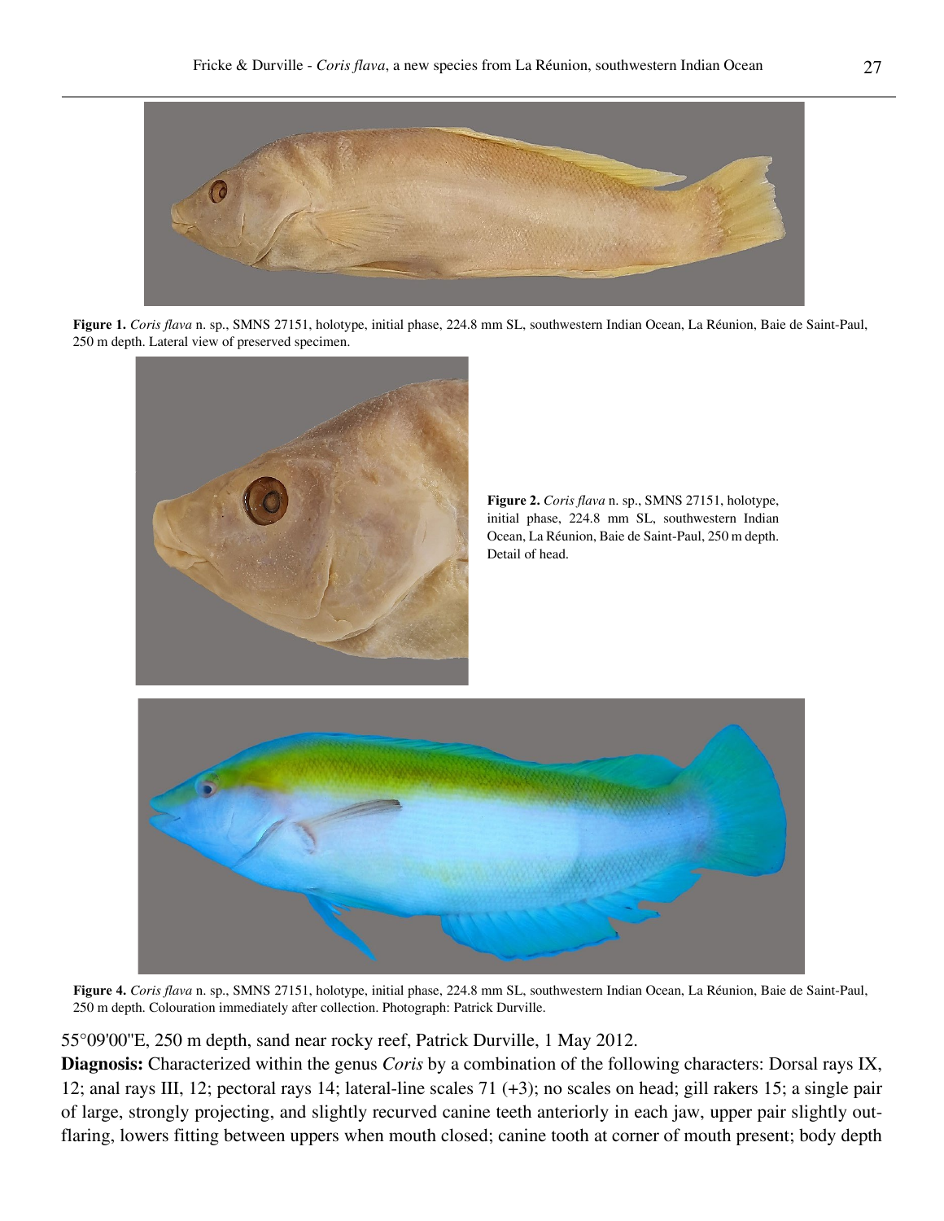**Figure 1.** *Coris flava* n. sp., SMNS 27151, holotype, initial phase, 224.8 mm SL, southwestern Indian Ocean, La Réunion, Baie de Saint-Paul, 250 m depth. Lateral view of preserved specimen.

**Figure 2.** *Coris flava* n. sp., SMNS 27151, holotype, initial phase, 224.8 mm SL, southwestern Indian Ocean, La Réunion, Baie de Saint-Paul, 250 m depth. Detail of head.

**Figure 4.** *Coris flava* n. sp., SMNS 27151, holotype, initial phase, 224.8 mm SL, southwestern Indian Ocean, La Réunion, Baie de Saint-Paul, 250 m depth. Colouration immediately after collection. Photograph: Patrick Durville.

55°09'00"E, 250 m depth, sand near rocky reef, Patrick Durville, 1 May 2012.

**Diagnosis:** Characterized within the genus *Coris* by a combination of the following characters: Dorsal rays IX, 12; anal rays III, 12; pectoral rays 14; lateral-line scales 71 (+3); no scales on head; gill rakers 15; a single pair of large, strongly projecting, and slightly recurved canine teeth anteriorly in each jaw, upper pair slightly outflaring, lowers fitting between uppers when mouth closed; canine tooth at corner of mouth present; body depth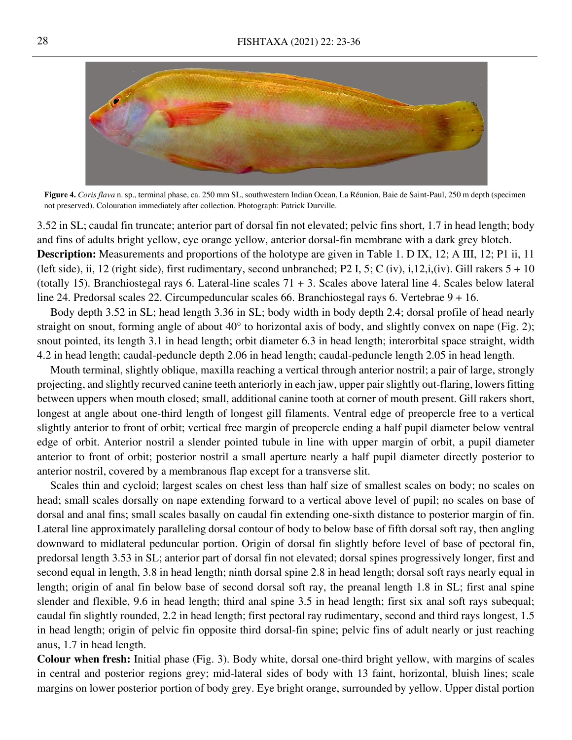**Figure 4.** *Coris flava* n. sp., terminal phase, ca. 250 mm SL, southwestern Indian Ocean, La Réunion, Baie de Saint-Paul, 250 m depth (specimen not preserved). Colouration immediately after collection. Photograph: Patrick Durville.

3.52 in SL; caudal fin truncate; anterior part of dorsal fin not elevated; pelvic fins short, 1.7 in head length; body and fins of adults bright yellow, eye orange yellow, anterior dorsal-fin membrane with a dark grey blotch.

**Description:** Measurements and proportions of the holotype are given in Table 1. D IX, 12; A III, 12; P1 ii, 11 (left side), ii, 12 (right side), first rudimentary, second unbranched; P2 I, 5; C (iv), i,12,i,(iv). Gill rakers 5 + 10 (totally 15). Branchiostegal rays 6. Lateral-line scales 71 + 3. Scales above lateral line 4. Scales below lateral line 24. Predorsal scales 22. Circumpeduncular scales 66. Branchiostegal rays 6. Vertebrae 9 + 16.

Body depth 3.52 in SL; head length 3.36 in SL; body width in body depth 2.4; dorsal profile of head nearly straight on snout, forming angle of about 40° to horizontal axis of body, and slightly convex on nape (Fig. 2); snout pointed, its length 3.1 in head length; orbit diameter 6.3 in head length; interorbital space straight, width 4.2 in head length; caudal-peduncle depth 2.06 in head length; caudal-peduncle length 2.05 in head length.

Mouth terminal, slightly oblique, maxilla reaching a vertical through anterior nostril; a pair of large, strongly projecting, and slightly recurved canine teeth anteriorly in each jaw, upper pair slightly out-flaring, lowers fitting between uppers when mouth closed; small, additional canine tooth at corner of mouth present. Gill rakers short, longest at angle about one-third length of longest gill filaments. Ventral edge of preopercle free to a vertical slightly anterior to front of orbit; vertical free margin of preopercle ending a half pupil diameter below ventral edge of orbit. Anterior nostril a slender pointed tubule in line with upper margin of orbit, a pupil diameter anterior to front of orbit; posterior nostril a small aperture nearly a half pupil diameter directly posterior to anterior nostril, covered by a membranous flap except for a transverse slit.

Scales thin and cycloid; largest scales on chest less than half size of smallest scales on body; no scales on head; small scales dorsally on nape extending forward to a vertical above level of pupil; no scales on base of dorsal and anal fins; small scales basally on caudal fin extending one-sixth distance to posterior margin of fin. Lateral line approximately paralleling dorsal contour of body to below base of fifth dorsal soft ray, then angling downward to midlateral peduncular portion. Origin of dorsal fin slightly before level of base of pectoral fin, predorsal length 3.53 in SL; anterior part of dorsal fin not elevated; dorsal spines progressively longer, first and second equal in length, 3.8 in head length; ninth dorsal spine 2.8 in head length; dorsal soft rays nearly equal in length; origin of anal fin below base of second dorsal soft ray, the preanal length 1.8 in SL; first anal spine slender and flexible, 9.6 in head length; third anal spine 3.5 in head length; first six anal soft rays subequal; caudal fin slightly rounded, 2.2 in head length; first pectoral ray rudimentary, second and third rays longest, 1.5 in head length; origin of pelvic fin opposite third dorsal-fin spine; pelvic fins of adult nearly or just reaching anus, 1.7 in head length.

**Colour when fresh:** Initial phase (Fig. 3). Body white, dorsal one-third bright yellow, with margins of scales in central and posterior regions grey; mid-lateral sides of body with 13 faint, horizontal, bluish lines; scale margins on lower posterior portion of body grey. Eye bright orange, surrounded by yellow. Upper distal portion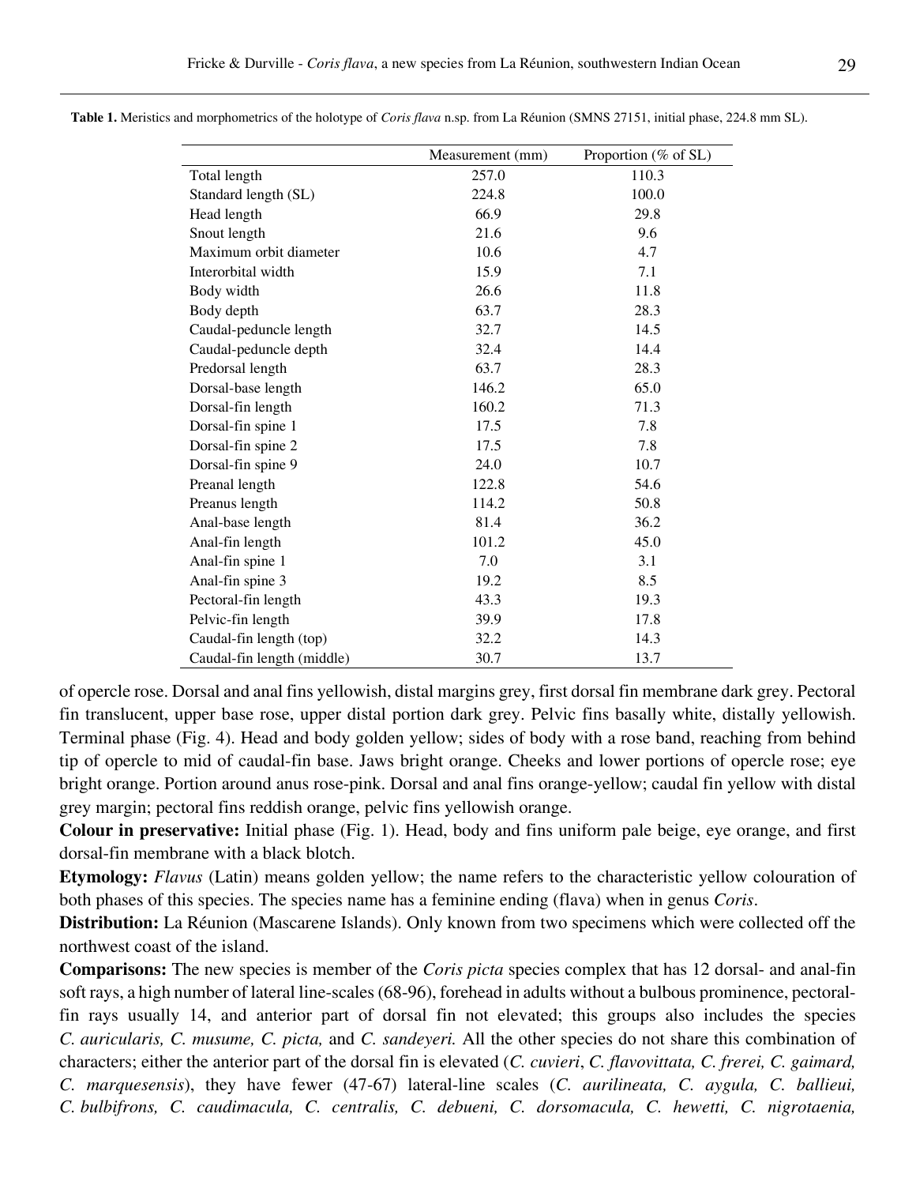**Table 1.** Meristics and morphometrics of the holotype of *Coris flava* n.sp. from La Réunion (SMNS 27151, initial phase, 224.8 mm SL).

| | Measurement (mm) | Proportion (% of SL) |
|---|---|---|
| Total length | 257.0 | 110.3 |
| Standard length (SL) | 224.8 | 100.0 |
| Head length | 66.9 | 29.8 |
| Snout length | 21.6 | 9.6 |
| Maximum orbit diameter | 10.6 | 4.7 |
| Interorbital width | 15.9 | 7.1 |
| Body width | 26.6 | 11.8 |
| Body depth | 63.7 | 28.3 |
| Caudal-peduncle length | 32.7 | 14.5 |
| Caudal-peduncle depth | 32.4 | 14.4 |
| Predorsal length | 63.7 | 28.3 |
| Dorsal-base length | 146.2 | 65.0 |
| Dorsal-fin length | 160.2 | 71.3 |
| Dorsal-fin spine 1 | 17.5 | 7.8 |
| Dorsal-fin spine 2 | 17.5 | 7.8 |
| Dorsal-fin spine 9 | 24.0 | 10.7 |
| Preanal length | 122.8 | 54.6 |
| Preanus length | 114.2 | 50.8 |
| Anal-base length | 81.4 | 36.2 |
| Anal-fin length | 101.2 | 45.0 |
| Anal-fin spine 1 | 7.0 | 3.1 |
| Anal-fin spine 3 | 19.2 | 8.5 |
| Pectoral-fin length | 43.3 | 19.3 |
| Pelvic-fin length | 39.9 | 17.8 |
| Caudal-fin length (top) | 32.2 | 14.3 |
| Caudal-fin length (middle) | 30.7 | 13.7 |

of opercle rose. Dorsal and anal fins yellowish, distal margins grey, first dorsal fin membrane dark grey. Pectoral fin translucent, upper base rose, upper distal portion dark grey. Pelvic fins basally white, distally yellowish. Terminal phase (Fig. 4). Head and body golden yellow; sides of body with a rose band, reaching from behind tip of opercle to mid of caudal-fin base. Jaws bright orange. Cheeks and lower portions of opercle rose; eye bright orange. Portion around anus rose-pink. Dorsal and anal fins orange-yellow; caudal fin yellow with distal grey margin; pectoral fins reddish orange, pelvic fins yellowish orange.

**Colour in preservative:** Initial phase (Fig. 1). Head, body and fins uniform pale beige, eye orange, and first dorsal-fin membrane with a black blotch.

**Etymology:** *Flavus* (Latin) means golden yellow; the name refers to the characteristic yellow colouration of both phases of this species. The species name has a feminine ending (flava) when in genus *Coris*.

**Distribution:** La Réunion (Mascarene Islands). Only known from two specimens which were collected off the northwest coast of the island.

**Comparisons:** The new species is member of the *Coris picta* species complex that has 12 dorsal- and anal-fin soft rays, a high number of lateral line-scales (68-96), forehead in adults without a bulbous prominence, pectoral-fin rays usually 14, and anterior part of dorsal fin not elevated; this groups also includes the species *C. auricularis, C. musume, C. picta,* and *C. sandeyeri.* All the other species do not share this combination of characters; either the anterior part of the dorsal fin is elevated (*C. cuvieri*, *C. flavovittata, C. frerei, C. gaimard, C. marquesensis*), they have fewer (47-67) lateral-line scales (*C. aurilineata, C. aygula, C. ballieui, C. bulbifrons, C. caudimacula, C. centralis, C. debueni, C. dorsomacula, C. hewetti, C. nigrotaenia,*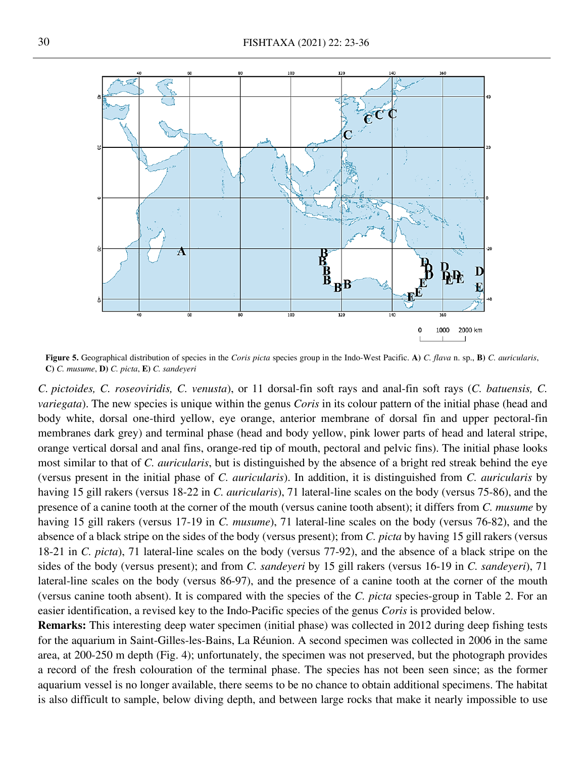**Figure 5.** Geographical distribution of species in the *Coris picta* species group in the Indo-West Pacific. **A)** *C. flava* n. sp., **B)** *C. auricularis*, **C)** *C. musume*, **D)** *C. picta*, **E)** *C. sandeyeri*

*C. pictoides, C. roseoviridis, C. venusta*), or 11 dorsal-fin soft rays and anal-fin soft rays (*C. batuensis, C. variegata*). The new species is unique within the genus *Coris* in its colour pattern of the initial phase (head and body white, dorsal one-third yellow, eye orange, anterior membrane of dorsal fin and upper pectoral-fin membranes dark grey) and terminal phase (head and body yellow, pink lower parts of head and lateral stripe, orange vertical dorsal and anal fins, orange-red tip of mouth, pectoral and pelvic fins). The initial phase looks most similar to that of *C. auricularis*, but is distinguished by the absence of a bright red streak behind the eye (versus present in the initial phase of *C. auricularis*). In addition, it is distinguished from *C. auricularis* by having 15 gill rakers (versus 18-22 in *C. auricularis*), 71 lateral-line scales on the body (versus 75-86), and the presence of a canine tooth at the corner of the mouth (versus canine tooth absent); it differs from *C. musume* by having 15 gill rakers (versus 17-19 in *C. musume*), 71 lateral-line scales on the body (versus 76-82), and the absence of a black stripe on the sides of the body (versus present); from *C. picta* by having 15 gill rakers (versus 18-21 in *C. picta*), 71 lateral-line scales on the body (versus 77-92), and the absence of a black stripe on the sides of the body (versus present); and from *C. sandeyeri* by 15 gill rakers (versus 16-19 in *C. sandeyeri*), 71 lateral-line scales on the body (versus 86-97), and the presence of a canine tooth at the corner of the mouth (versus canine tooth absent). It is compared with the species of the *C. picta* species-group in Table 2. For an easier identification, a revised key to the Indo-Pacific species of the genus *Coris* is provided below.

**Remarks:** This interesting deep water specimen (initial phase) was collected in 2012 during deep fishing tests for the aquarium in Saint-Gilles-les-Bains, La Réunion. A second specimen was collected in 2006 in the same area, at 200-250 m depth (Fig. 4); unfortunately, the specimen was not preserved, but the photograph provides a record of the fresh colouration of the terminal phase. The species has not been seen since; as the former aquarium vessel is no longer available, there seems to be no chance to obtain additional specimens. The habitat is also difficult to sample, below diving depth, and between large rocks that make it nearly impossible to use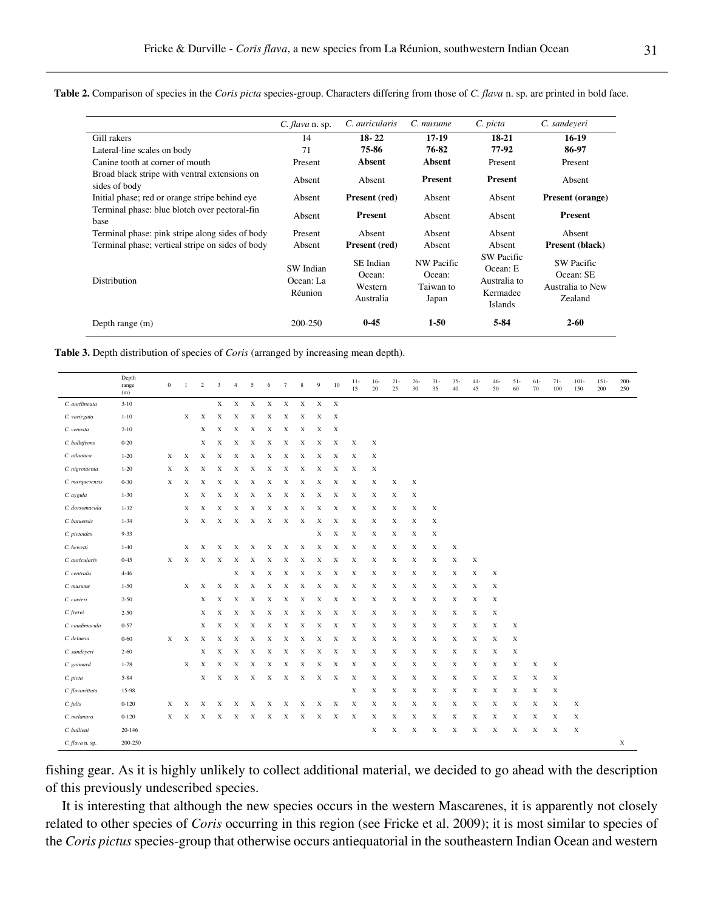**Table 2.** Comparison of species in the *Coris picta* species-group. Characters differing from those of *C. flava* n. sp. are printed in bold face.

| | *C. flava* n. sp. | *C. auricularis* | *C. musume* | *C. picta* | *C. sandeyeri* |
|---|---|---|---|---|---|
| Gill rakers | 14 | **18- 22** | **17-19** | **18-21** | **16-19** |
| Lateral-line scales on body | 71 | **75-86** | **76-82** | **77-92** | **86-97** |
| Canine tooth at corner of mouth | Present | **Absent** | **Absent** | Present | Present |
| Broad black stripe with ventral extensions on sides of body | Absent | Absent | **Present** | **Present** | Absent |
| Initial phase; red or orange stripe behind eye | Absent | **Present (red)** | Absent | Absent | **Present (orange)** |
| Terminal phase: blue blotch over pectoral-fin base | Absent | **Present** | Absent | Absent | **Present** |
| Terminal phase: pink stripe along sides of body | Present | Absent | Absent | Absent | Absent |
| Terminal phase; vertical stripe on sides of body | Absent | **Present (red)** | Absent | Absent | **Present (black)** |
| Distribution | SW Indian Ocean: La Réunion | SE Indian Ocean: Western Australia | NW Pacific Ocean: Taiwan to Japan | SW Pacific Ocean: E Australia to Kermadec Islands | SW Pacific Ocean: SE Australia to New Zealand |
| Depth range (m) | 200-250 | **0-45** | **1-50** | **5-84** | **2-60** |

**Table 3.** Depth distribution of species of *Coris* (arranged by increasing mean depth).

| | Depth range (m) | 0 | 1 | 2 | 3 | 4 | 5 | 6 | 7 | 8 | 9 | 10 | 11-15 | 16-20 | 21-25 | 26-30 | 31-35 | 35-40 | 41-45 | 46-50 | 51-60 | 61-70 | 71-100 | 101-150 | 151-200 | 200-250 |
|---|---|---|---|---|---|---|---|---|---|---|---|---|---|---|---|---|---|---|---|---|---|---|---|---|---|---|
| *C. aurilineata* | 3-10 | | | | X | X | X | X | X | X | X | X | | | | | | | | | | | | | | |
| *C. variegata* | 1-10 | | X | X | X | X | X | X | X | X | X | X | | | | | | | | | | | | | | |
| *C. venusta* | 2-10 | | | X | X | X | X | X | X | X | X | X | | | | | | | | | | | | | | |
| *C. bulbifrons* | 0-20 | | | X | X | X | X | X | X | X | X | X | X | X | | | | | | | | | | | | |
| *C. atlantica* | 1-20 | X | X | X | X | X | X | X | X | X | X | X | X | X | | | | | | | | | | | | |
| *C. nigrotaenia* | 1-20 | X | X | X | X | X | X | X | X | X | X | X | X | X | | | | | | | | | | | | |
| *C. marquesensis* | 0-30 | X | X | X | X | X | X | X | X | X | X | X | X | X | X | X | | | | | | | | | | |
| *C. aygula* | 1-30 | | | X | X | X | X | X | X | X | X | X | X | X | X | X | | | | | | | | | | |
| *C. dorsomacula* | 1-32 | | | X | X | X | X | X | X | X | X | X | X | X | X | X | X | | | | | | | | | |
| *C. batuensis* | 1-34 | | | X | X | X | X | X | X | X | X | X | X | X | X | X | X | | | | | | | | | |
| *C. pictoides* | 9-33 | | | | | | | | | | X | X | X | X | X | X | X | | | | | | | | | |
| *C. hewetti* | 1-40 | | | X | X | X | X | X | X | X | X | X | X | X | X | X | X | X | | | | | | | | |
| *C. auricularis* | 0-45 | X | X | X | X | X | X | X | X | X | X | X | X | X | X | X | X | X | X | | | | | | | |
| *C. centralis* | 4-46 | | | | | X | X | X | X | X | X | X | X | X | X | X | X | X | X | X | | | | | | |
| *C. musume* | 1-50 | | X | X | X | X | X | X | X | X | X | X | X | X | X | X | X | X | X | X | | | | | | |
| *C. cuvieri* | 2-50 | | | X | X | X | X | X | X | X | X | X | X | X | X | X | X | X | X | X | | | | | | |
| *C. frerei* | 2-50 | | | X | X | X | X | X | X | X | X | X | X | X | X | X | X | X | X | X | | | | | | |
| *C. caudimacula* | 0-57 | | | X | X | X | X | X | X | X | X | X | X | X | X | X | X | X | X | X | X | | | | | |
| *C. debueni* | 0-60 | X | X | X | X | X | X | X | X | X | X | X | X | X | X | X | X | X | X | X | X | | | | | |
| *C. sandeyeri* | 2-60 | | | X | X | X | X | X | X | X | X | X | X | X | X | X | X | X | X | X | X | | | | | |
| *C. gaimard* | 1-78 | | X | X | X | X | X | X | X | X | X | X | X | X | X | X | X | X | X | X | X | X | X | | | |
| *C. picta* | 5-84 | | | X | X | X | X | X | X | X | X | X | X | X | X | X | X | X | X | X | X | X | X | | | |
| *C. flavovittata* | 15-98 | | | | | | | | | | | | X | X | X | X | X | X | X | X | X | X | X | | | |
| *C. julis* | 0-120 | X | X | X | X | X | X | X | X | X | X | X | X | X | X | X | X | X | X | X | X | X | X | X | | |
| *C. melanura* | 0-120 | X | X | X | X | X | X | X | X | X | X | X | X | X | X | X | X | X | X | X | X | X | X | X | | |
| *C. ballieui* | 20-146 | | | | | | | | | | | | | X | X | X | X | X | X | X | X | X | X | X | | |
| *C. flava* n. sp. | 200-250 | | | | | | | | | | | | | | | | | | | | | | | | | X |

fishing gear. As it is highly unlikely to collect additional material, we decided to go ahead with the description of this previously undescribed species.

It is interesting that although the new species occurs in the western Mascarenes, it is apparently not closely related to other species of *Coris* occurring in this region (see Fricke et al. 2009); it is most similar to species of the *Coris pictus* species-group that otherwise occurs antiequatorial in the southeastern Indian Ocean and western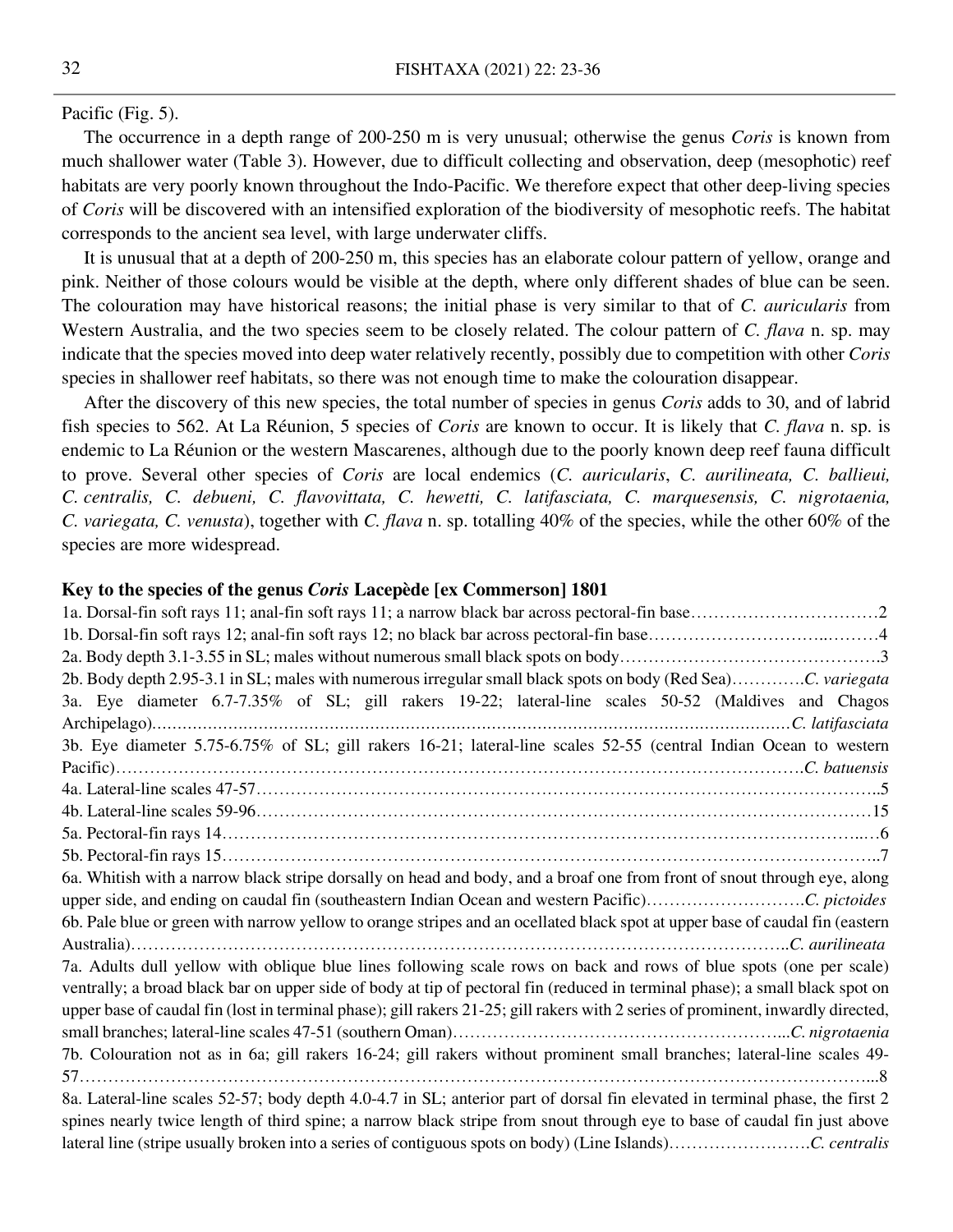Pacific (Fig. 5).

The occurrence in a depth range of 200-250 m is very unusual; otherwise the genus *Coris* is known from much shallower water (Table 3). However, due to difficult collecting and observation, deep (mesophotic) reef habitats are very poorly known throughout the Indo-Pacific. We therefore expect that other deep-living species of *Coris* will be discovered with an intensified exploration of the biodiversity of mesophotic reefs. The habitat corresponds to the ancient sea level, with large underwater cliffs.

It is unusual that at a depth of 200-250 m, this species has an elaborate colour pattern of yellow, orange and pink. Neither of those colours would be visible at the depth, where only different shades of blue can be seen. The colouration may have historical reasons; the initial phase is very similar to that of *C. auricularis* from Western Australia, and the two species seem to be closely related. The colour pattern of *C. flava* n. sp. may indicate that the species moved into deep water relatively recently, possibly due to competition with other *Coris* species in shallower reef habitats, so there was not enough time to make the colouration disappear.

After the discovery of this new species, the total number of species in genus *Coris* adds to 30, and of labrid fish species to 562. At La Réunion, 5 species of *Coris* are known to occur. It is likely that *C. flava* n. sp. is endemic to La Réunion or the western Mascarenes, although due to the poorly known deep reef fauna difficult to prove. Several other species of *Coris* are local endemics (*C. auricularis*, *C. aurilineata, C. ballieui, C. centralis, C. debueni, C. flavovittata, C. hewetti, C. latifasciata, C. marquesensis, C. nigrotaenia, C. variegata, C. venusta*), together with *C. flava* n. sp. totalling 40% of the species, while the other 60% of the species are more widespread.

### Key to the species of the genus *Coris* Lacepède [ex Commerson] 1801

1a. Dorsal-fin soft rays 11; anal-fin soft rays 11; a narrow black bar across pectoral-fin base……………………………2

1b. Dorsal-fin soft rays 12; anal-fin soft rays 12; no black bar across pectoral-fin base………………………..………4

2a. Body depth 3.1-3.55 in SL; males without numerous small black spots on body………………………………………3

2b. Body depth 2.95-3.1 in SL; males with numerous irregular small black spots on body (Red Sea)………….*C. variegata*

3a. Eye diameter 6.7-7.35% of SL; gill rakers 19-22; lateral-line scales 50-52 (Maldives and Chagos Archipelago)……………………………………………………………………………………………………*C. latifasciata*

3b. Eye diameter 5.75-6.75% of SL; gill rakers 16-21; lateral-line scales 52-55 (central Indian Ocean to western Pacific)……………………………………………………………………………………………………….*C. batuensis*

4a. Lateral-line scales 47-57……………………………………………………………………………………………..5

4b. Lateral-line scales 59-96……………………………………………………………………………………………15

5a. Pectoral-fin rays 14………………………………………………………………………………………………..…6

5b. Pectoral-fin rays 15………………………………………………………………………………………………..7

6a. Whitish with a narrow black stripe dorsally on head and body, and a broaf one from front of snout through eye, along upper side, and ending on caudal fin (southeastern Indian Ocean and western Pacific)……………………….*C. pictoides*

6b. Pale blue or green with narrow yellow to orange stripes and an ocellated black spot at upper base of caudal fin (eastern Australia)……………………………………………………………………………………………..*C. aurilineata*

7a. Adults dull yellow with oblique blue lines following scale rows on back and rows of blue spots (one per scale) ventrally; a broad black bar on upper side of body at tip of pectoral fin (reduced in terminal phase); a small black spot on upper base of caudal fin (lost in terminal phase); gill rakers 21-25; gill rakers with 2 series of prominent, inwardly directed, small branches; lateral-line scales 47-51 (southern Oman)………………………………………………...*C. nigrotaenia*

7b. Colouration not as in 6a; gill rakers 16-24; gill rakers without prominent small branches; lateral-line scales 49-57……………………………………………………………………………………………………………...8

8a. Lateral-line scales 52-57; body depth 4.0-4.7 in SL; anterior part of dorsal fin elevated in terminal phase, the first 2 spines nearly twice length of third spine; a narrow black stripe from snout through eye to base of caudal fin just above lateral line (stripe usually broken into a series of contiguous spots on body) (Line Islands)…………………….*C. centralis*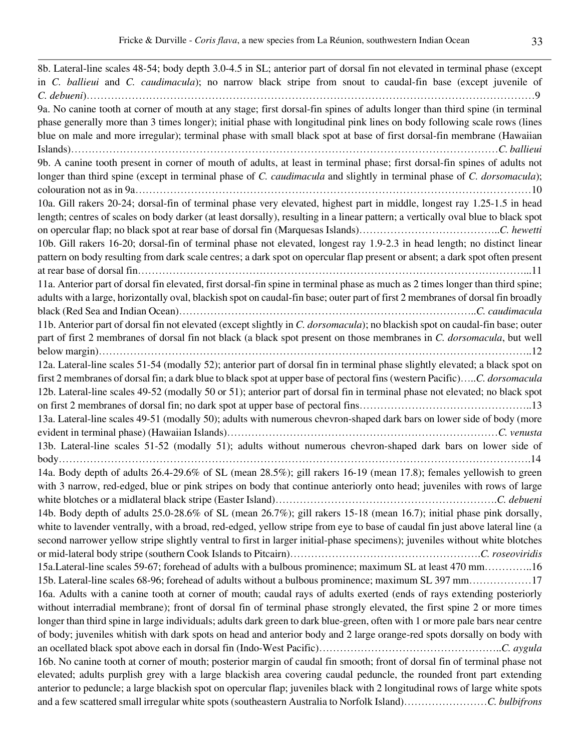8b. Lateral-line scales 48-54; body depth 3.0-4.5 in SL; anterior part of dorsal fin not elevated in terminal phase (except in *C. ballieui* and *C. caudimacula*); no narrow black stripe from snout to caudal-fin base (except juvenile of *C. debueni*)……………………………………………………………………………………………………………………9

9a. No canine tooth at corner of mouth at any stage; first dorsal-fin spines of adults longer than third spine (in terminal phase generally more than 3 times longer); initial phase with longitudinal pink lines on body following scale rows (lines blue on male and more irregular); terminal phase with small black spot at base of first dorsal-fin membrane (Hawaiian Islands)…………………………………………………………………………………………………………*C. ballieui*

9b. A canine tooth present in corner of mouth of adults, at least in terminal phase; first dorsal-fin spines of adults not longer than third spine (except in terminal phase of *C. caudimacula* and slightly in terminal phase of *C. dorsomacula*); colouration not as in 9a……………………………………………………………………………………………………10

10a. Gill rakers 20-24; dorsal-fin of terminal phase very elevated, highest part in middle, longest ray 1.25-1.5 in head length; centres of scales on body darker (at least dorsally), resulting in a linear pattern; a vertically oval blue to black spot on opercular flap; no black spot at rear base of dorsal fin (Marquesas Islands)………………………………….*C. hewetti*

10b. Gill rakers 16-20; dorsal-fin of terminal phase not elevated, longest ray 1.9-2.3 in head length; no distinct linear pattern on body resulting from dark scale centres; a dark spot on opercular flap present or absent; a dark spot often present at rear base of dorsal fin…………………………………………………………………………………………………...11

11a. Anterior part of dorsal fin elevated, first dorsal-fin spine in terminal phase as much as 2 times longer than third spine; adults with a large, horizontally oval, blackish spot on caudal-fin base; outer part of first 2 membranes of dorsal fin broadly black (Red Sea and Indian Ocean)……………………………………………………………………………..*C. caudimacula*

11b. Anterior part of dorsal fin not elevated (except slightly in *C. dorsomacula*); no blackish spot on caudal-fin base; outer part of first 2 membranes of dorsal fin not black (a black spot present on those membranes in *C. dorsomacula*, but well below margin)……………………………………………………………………………………………………………..12

12a. Lateral-line scales 51-54 (modally 52); anterior part of dorsal fin in terminal phase slightly elevated; a black spot on first 2 membranes of dorsal fin; a dark blue to black spot at upper base of pectoral fins (western Pacific)…..*C. dorsomacula*

12b. Lateral-line scales 49-52 (modally 50 or 51); anterior part of dorsal fin in terminal phase not elevated; no black spot on first 2 membranes of dorsal fin; no dark spot at upper base of pectoral fins…………………………………………..13

13a. Lateral-line scales 49-51 (modally 50); adults with numerous chevron-shaped dark bars on lower side of body (more evident in terminal phase) (Hawaiian Islands)……………………………………………………………………*C. venusta*

13b. Lateral-line scales 51-52 (modally 51); adults without numerous chevron-shaped dark bars on lower side of body…………………………………………………………………………………………………………………….14

14a. Body depth of adults 26.4-29.6% of SL (mean 28.5%); gill rakers 16-19 (mean 17.8); females yellowish to green with 3 narrow, red-edged, blue or pink stripes on body that continue anteriorly onto head; juveniles with rows of large white blotches or a midlateral black stripe (Easter Island)……………………………………………………….*C. debueni*

14b. Body depth of adults 25.0-28.6% of SL (mean 26.7%); gill rakers 15-18 (mean 16.7); initial phase pink dorsally, white to lavender ventrally, with a broad, red-edged, yellow stripe from eye to base of caudal fin just above lateral line (a second narrower yellow stripe slightly ventral to first in larger initial-phase specimens); juveniles without white blotches or mid-lateral body stripe (southern Cook Islands to Pitcairn)………………………………………………*C. roseoviridis*

15a.Lateral-line scales 59-67; forehead of adults with a bulbous prominence; maximum SL at least 470 mm…………..16

15b. Lateral-line scales 68-96; forehead of adults without a bulbous prominence; maximum SL 397 mm………………17

16a. Adults with a canine tooth at corner of mouth; caudal rays of adults exerted (ends of rays extending posteriorly without interradial membrane); front of dorsal fin of terminal phase strongly elevated, the first spine 2 or more times longer than third spine in large individuals; adults dark green to dark blue-green, often with 1 or more pale bars near centre of body; juveniles whitish with dark spots on head and anterior body and 2 large orange-red spots dorsally on body with an ocellated black spot above each in dorsal fin (Indo-West Pacific)……………………………………………..*C. aygula*

16b. No canine tooth at corner of mouth; posterior margin of caudal fin smooth; front of dorsal fin of terminal phase not elevated; adults purplish grey with a large blackish area covering caudal peduncle, the rounded front part extending anterior to peduncle; a large blackish spot on opercular flap; juveniles black with 2 longitudinal rows of large white spots and a few scattered small irregular white spots (southeastern Australia to Norfolk Island)……………………*C. bulbifrons*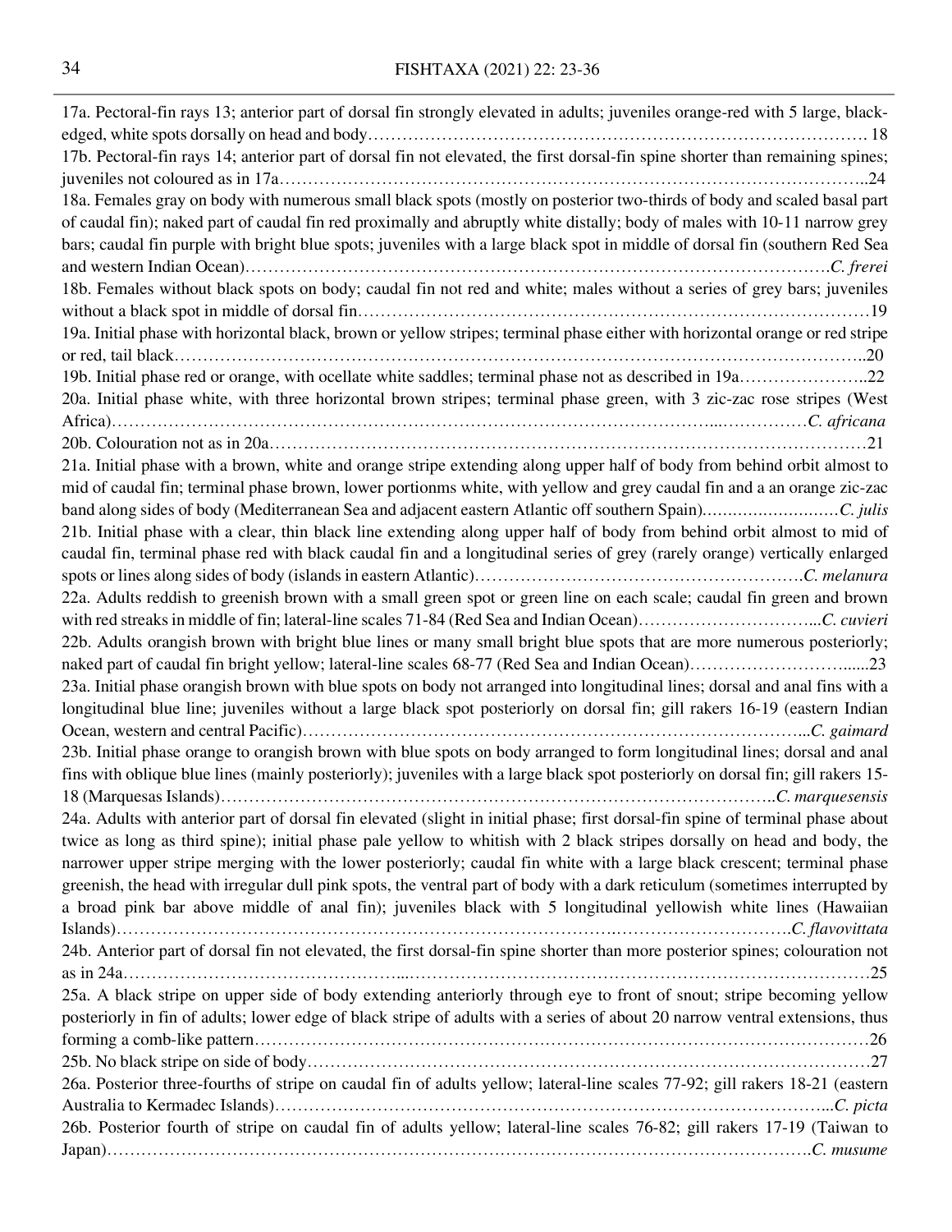17a. Pectoral-fin rays 13; anterior part of dorsal fin strongly elevated in adults; juveniles orange-red with 5 large, black-edged, white spots dorsally on head and body……………………………………………………………………………. 18

17b. Pectoral-fin rays 14; anterior part of dorsal fin not elevated, the first dorsal-fin spine shorter than remaining spines; juveniles not coloured as in 17a……………………………………………………………………………………………..24

18a. Females gray on body with numerous small black spots (mostly on posterior two-thirds of body and scaled basal part of caudal fin); naked part of caudal fin red proximally and abruptly white distally; body of males with 10-11 narrow grey bars; caudal fin purple with bright blue spots; juveniles with a large black spot in middle of dorsal fin (southern Red Sea and western Indian Ocean)…………………………………………………………………………………………….*C. frerei*

18b. Females without black spots on body; caudal fin not red and white; males without a series of grey bars; juveniles without a black spot in middle of dorsal fin………………………………………………………………………………19

19a. Initial phase with horizontal black, brown or yellow stripes; terminal phase either with horizontal orange or red stripe or red, tail black…………………………………………………………………………………………………………..20

19b. Initial phase red or orange, with ocellate white saddles; terminal phase not as described in 19a…………………..22

20a. Initial phase white, with three horizontal brown stripes; terminal phase green, with 3 zic-zac rose stripes (West Africa)……………………………………………………………………………………………………...……………*C. africana*

20b. Colouration not as in 20a…………………………………………………………………………………………………21

21a. Initial phase with a brown, white and orange stripe extending along upper half of body from behind orbit almost to mid of caudal fin; terminal phase brown, lower portionms white, with yellow and grey caudal fin and a an orange zic-zac band along sides of body (Mediterranean Sea and adjacent eastern Atlantic off southern Spain)………………………*C. julis*

21b. Initial phase with a clear, thin black line extending along upper half of body from behind orbit almost to mid of caudal fin, terminal phase red with black caudal fin and a longitudinal series of grey (rarely orange) vertically enlarged spots or lines along sides of body (islands in eastern Atlantic)………………………………………………….*C. melanura*

22a. Adults reddish to greenish brown with a small green spot or green line on each scale; caudal fin green and brown with red streaks in middle of fin; lateral-line scales 71-84 (Red Sea and Indian Ocean)…………………………...*C. cuvieri*

22b. Adults orangish brown with bright blue lines or many small bright blue spots that are more numerous posteriorly; naked part of caudal fin bright yellow; lateral-line scales 68-77 (Red Sea and Indian Ocean)………………………......23

23a. Initial phase orangish brown with blue spots on body not arranged into longitudinal lines; dorsal and anal fins with a longitudinal blue line; juveniles without a large black spot posteriorly on dorsal fin; gill rakers 16-19 (eastern Indian Ocean, western and central Pacific)……………………………………………………………………………...*C. gaimard*

23b. Initial phase orange to orangish brown with blue spots on body arranged to form longitudinal lines; dorsal and anal fins with oblique blue lines (mainly posteriorly); juveniles with a large black spot posteriorly on dorsal fin; gill rakers 15-18 (Marquesas Islands)………………………………………………………………………………………..*C. marquesensis*

24a. Adults with anterior part of dorsal fin elevated (slight in initial phase; first dorsal-fin spine of terminal phase about twice as long as third spine); initial phase pale yellow to whitish with 2 black stripes dorsally on head and body, the narrower upper stripe merging with the lower posteriorly; caudal fin white with a large black crescent; terminal phase greenish, the head with irregular dull pink spots, the ventral part of body with a dark reticulum (sometimes interrupted by a broad pink bar above middle of anal fin); juveniles black with 5 longitudinal yellowish white lines (Hawaiian Islands)…………………………………………………………………………………………………………….*C. flavovittata*

24b. Anterior part of dorsal fin not elevated, the first dorsal-fin spine shorter than more posterior spines; colouration not as in 24a……………………………………………………………………………………………………………………25

25a. A black stripe on upper side of body extending anteriorly through eye to front of snout; stripe becoming yellow posteriorly in fin of adults; lower edge of black stripe of adults with a series of about 20 narrow ventral extensions, thus forming a comb-like pattern…………………………………………………………………………………………………26

25b. No black stripe on side of body…………………………………………………………………………………………27

26a. Posterior three-fourths of stripe on caudal fin of adults yellow; lateral-line scales 77-92; gill rakers 18-21 (eastern Australia to Kermadec Islands)………………………………………………………………………………………...*C. picta*

26b. Posterior fourth of stripe on caudal fin of adults yellow; lateral-line scales 76-82; gill rakers 17-19 (Taiwan to Japan)………………………………………………………………………………………………………………*C. musume*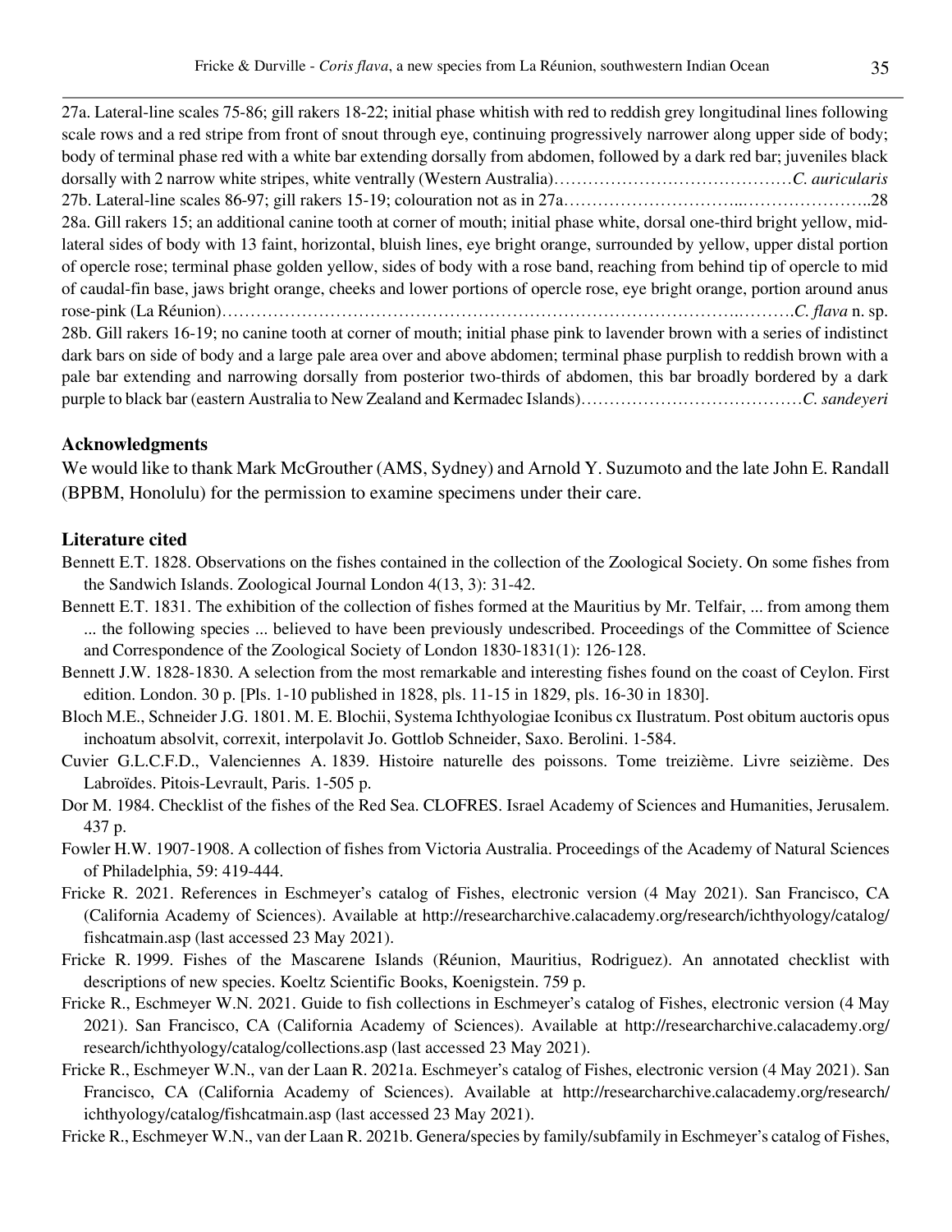27a. Lateral-line scales 75-86; gill rakers 18-22; initial phase whitish with red to reddish grey longitudinal lines following scale rows and a red stripe from front of snout through eye, continuing progressively narrower along upper side of body; body of terminal phase red with a white bar extending dorsally from abdomen, followed by a dark red bar; juveniles black dorsally with 2 narrow white stripes, white ventrally (Western Australia)……………………………………*C. auricularis*

27b. Lateral-line scales 86-97; gill rakers 15-19; colouration not as in 27a…………………………..…………………..28

28a. Gill rakers 15; an additional canine tooth at corner of mouth; initial phase white, dorsal one-third bright yellow, mid-lateral sides of body with 13 faint, horizontal, bluish lines, eye bright orange, surrounded by yellow, upper distal portion of opercle rose; terminal phase golden yellow, sides of body with a rose band, reaching from behind tip of opercle to mid of caudal-fin base, jaws bright orange, cheeks and lower portions of opercle rose, eye bright orange, portion around anus rose-pink (La Réunion)……………………………………………………………………………….……….*C. flava* n. sp.

28b. Gill rakers 16-19; no canine tooth at corner of mouth; initial phase pink to lavender brown with a series of indistinct dark bars on side of body and a large pale area over and above abdomen; terminal phase purplish to reddish brown with a pale bar extending and narrowing dorsally from posterior two-thirds of abdomen, this bar broadly bordered by a dark purple to black bar (eastern Australia to New Zealand and Kermadec Islands)…………………………………*C. sandeyeri*

## Acknowledgments

We would like to thank Mark McGrouther (AMS, Sydney) and Arnold Y. Suzumoto and the late John E. Randall (BPBM, Honolulu) for the permission to examine specimens under their care.

## Literature cited

Bennett E.T. 1828. Observations on the fishes contained in the collection of the Zoological Society. On some fishes from the Sandwich Islands. Zoological Journal London 4(13, 3): 31-42.

Bennett E.T. 1831. The exhibition of the collection of fishes formed at the Mauritius by Mr. Telfair, ... from among them ... the following species ... believed to have been previously undescribed. Proceedings of the Committee of Science and Correspondence of the Zoological Society of London 1830-1831(1): 126-128.

Bennett J.W. 1828-1830. A selection from the most remarkable and interesting fishes found on the coast of Ceylon. First edition. London. 30 p. [Pls. 1-10 published in 1828, pls. 11-15 in 1829, pls. 16-30 in 1830].

Bloch M.E., Schneider J.G. 1801. M. E. Blochii, Systema Ichthyologiae Iconibus cx Ilustratum. Post obitum auctoris opus inchoatum absolvit, correxit, interpolavit Jo. Gottlob Schneider, Saxo. Berolini. 1-584.

Cuvier G.L.C.F.D., Valenciennes A. 1839. Histoire naturelle des poissons. Tome treizième. Livre seizième. Des Labroïdes. Pitois-Levrault, Paris. 1-505 p.

Dor M. 1984. Checklist of the fishes of the Red Sea. CLOFRES. Israel Academy of Sciences and Humanities, Jerusalem. 437 p.

Fowler H.W. 1907-1908. A collection of fishes from Victoria Australia. Proceedings of the Academy of Natural Sciences of Philadelphia, 59: 419-444.

Fricke R. 2021. References in Eschmeyer's catalog of Fishes, electronic version (4 May 2021). San Francisco, CA (California Academy of Sciences). Available at http://researcharchive.calacademy.org/research/ichthyology/catalog/fishcatmain.asp (last accessed 23 May 2021).

Fricke R. 1999. Fishes of the Mascarene Islands (Réunion, Mauritius, Rodriguez). An annotated checklist with descriptions of new species. Koeltz Scientific Books, Koenigstein. 759 p.

Fricke R., Eschmeyer W.N. 2021. Guide to fish collections in Eschmeyer's catalog of Fishes, electronic version (4 May 2021). San Francisco, CA (California Academy of Sciences). Available at http://researcharchive.calacademy.org/research/ichthyology/catalog/collections.asp (last accessed 23 May 2021).

Fricke R., Eschmeyer W.N., van der Laan R. 2021a. Eschmeyer's catalog of Fishes, electronic version (4 May 2021). San Francisco, CA (California Academy of Sciences). Available at http://researcharchive.calacademy.org/research/ichthyology/catalog/fishcatmain.asp (last accessed 23 May 2021).

Fricke R., Eschmeyer W.N., van der Laan R. 2021b. Genera/species by family/subfamily in Eschmeyer's catalog of Fishes,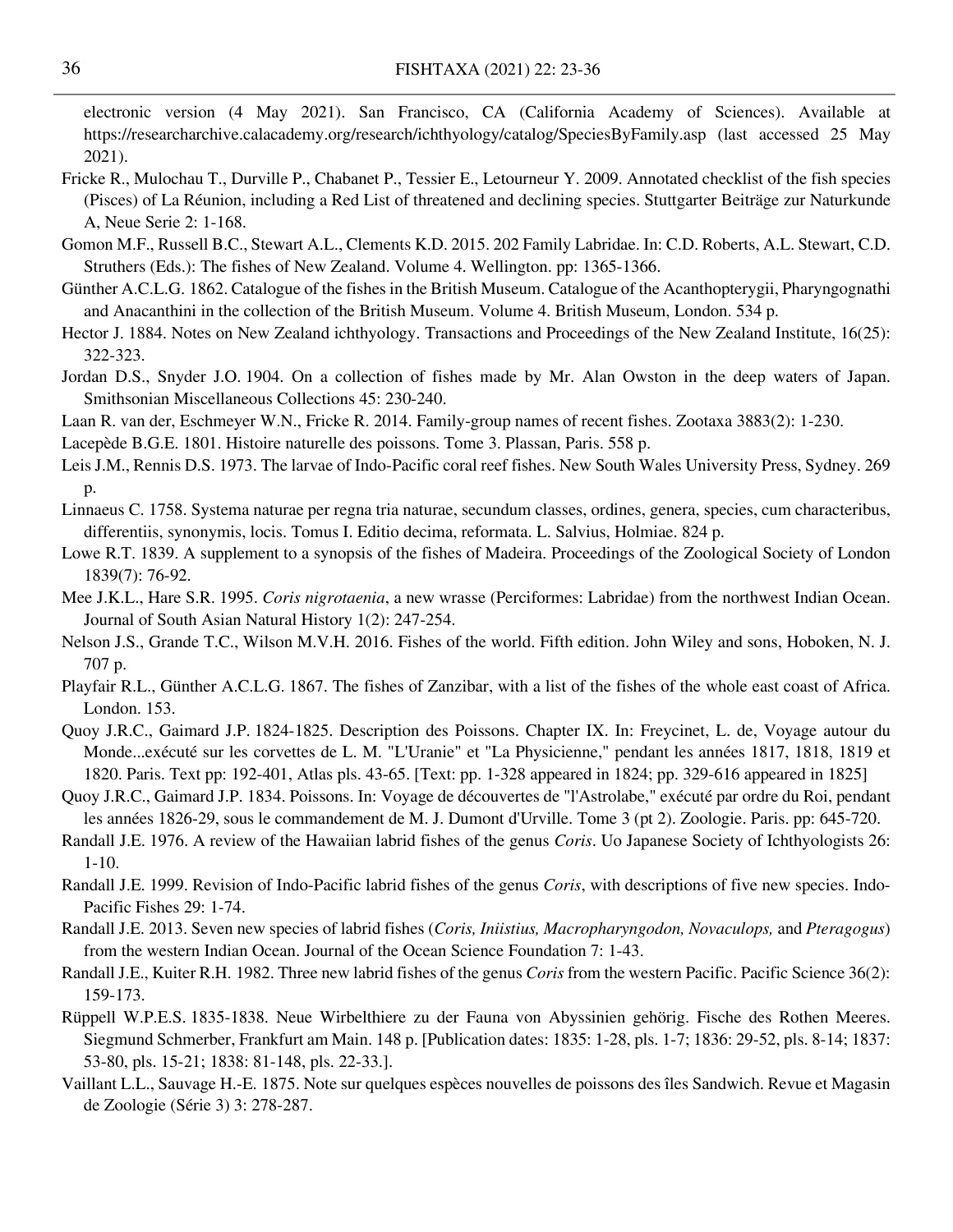electronic version (4 May 2021). San Francisco, CA (California Academy of Sciences). Available at https://researcharchive.calacademy.org/research/ichthyology/catalog/SpeciesByFamily.asp (last accessed 25 May 2021).

Fricke R., Mulochau T., Durville P., Chabanet P., Tessier E., Letourneur Y. 2009. Annotated checklist of the fish species (Pisces) of La Réunion, including a Red List of threatened and declining species. Stuttgarter Beiträge zur Naturkunde A, Neue Serie 2: 1-168.

Gomon M.F., Russell B.C., Stewart A.L., Clements K.D. 2015. 202 Family Labridae. In: C.D. Roberts, A.L. Stewart, C.D. Struthers (Eds.): The fishes of New Zealand. Volume 4. Wellington. pp: 1365-1366.

Günther A.C.L.G. 1862. Catalogue of the fishes in the British Museum. Catalogue of the Acanthopterygii, Pharyngognathi and Anacanthini in the collection of the British Museum. Volume 4. British Museum, London. 534 p.

Hector J. 1884. Notes on New Zealand ichthyology. Transactions and Proceedings of the New Zealand Institute, 16(25): 322-323.

Jordan D.S., Snyder J.O. 1904. On a collection of fishes made by Mr. Alan Owston in the deep waters of Japan. Smithsonian Miscellaneous Collections 45: 230-240.

Laan R. van der, Eschmeyer W.N., Fricke R. 2014. Family-group names of recent fishes. Zootaxa 3883(2): 1-230.

Lacepède B.G.E. 1801. Histoire naturelle des poissons. Tome 3. Plassan, Paris. 558 p.

Leis J.M., Rennis D.S. 1973. The larvae of Indo-Pacific coral reef fishes. New South Wales University Press, Sydney. 269 p.

Linnaeus C. 1758. Systema naturae per regna tria naturae, secundum classes, ordines, genera, species, cum characteribus, differentiis, synonymis, locis. Tomus I. Editio decima, reformata. L. Salvius, Holmiae. 824 p.

Lowe R.T. 1839. A supplement to a synopsis of the fishes of Madeira. Proceedings of the Zoological Society of London 1839(7): 76-92.

Mee J.K.L., Hare S.R. 1995. *Coris nigrotaenia*, a new wrasse (Perciformes: Labridae) from the northwest Indian Ocean. Journal of South Asian Natural History 1(2): 247-254.

Nelson J.S., Grande T.C., Wilson M.V.H. 2016. Fishes of the world. Fifth edition. John Wiley and sons, Hoboken, N. J. 707 p.

Playfair R.L., Günther A.C.L.G. 1867. The fishes of Zanzibar, with a list of the fishes of the whole east coast of Africa. London. 153.

Quoy J.R.C., Gaimard J.P. 1824-1825. Description des Poissons. Chapter IX. In: Freycinet, L. de, Voyage autour du Monde...exécuté sur les corvettes de L. M. "L'Uranie" et "La Physicienne," pendant les années 1817, 1818, 1819 et 1820. Paris. Text pp: 192-401, Atlas pls. 43-65. [Text: pp. 1-328 appeared in 1824; pp. 329-616 appeared in 1825]

Quoy J.R.C., Gaimard J.P. 1834. Poissons. In: Voyage de découvertes de "l'Astrolabe," exécuté par ordre du Roi, pendant les années 1826-29, sous le commandement de M. J. Dumont d'Urville. Tome 3 (pt 2). Zoologie. Paris. pp: 645-720.

Randall J.E. 1976. A review of the Hawaiian labrid fishes of the genus *Coris*. Uo Japanese Society of Ichthyologists 26: 1-10.

Randall J.E. 1999. Revision of Indo-Pacific labrid fishes of the genus *Coris*, with descriptions of five new species. Indo-Pacific Fishes 29: 1-74.

Randall J.E. 2013. Seven new species of labrid fishes (*Coris, Iniistius, Macropharyngodon, Novaculops,* and *Pteragogus*) from the western Indian Ocean. Journal of the Ocean Science Foundation 7: 1-43.

Randall J.E., Kuiter R.H. 1982. Three new labrid fishes of the genus *Coris* from the western Pacific. Pacific Science 36(2): 159-173.

Rüppell W.P.E.S. 1835-1838. Neue Wirbelthiere zu der Fauna von Abyssinien gehörig. Fische des Rothen Meeres. Siegmund Schmerber, Frankfurt am Main. 148 p. [Publication dates: 1835: 1-28, pls. 1-7; 1836: 29-52, pls. 8-14; 1837: 53-80, pls. 15-21; 1838: 81-148, pls. 22-33.].

Vaillant L.L., Sauvage H.-E. 1875. Note sur quelques espèces nouvelles de poissons des îles Sandwich. Revue et Magasin de Zoologie (Série 3) 3: 278-287.